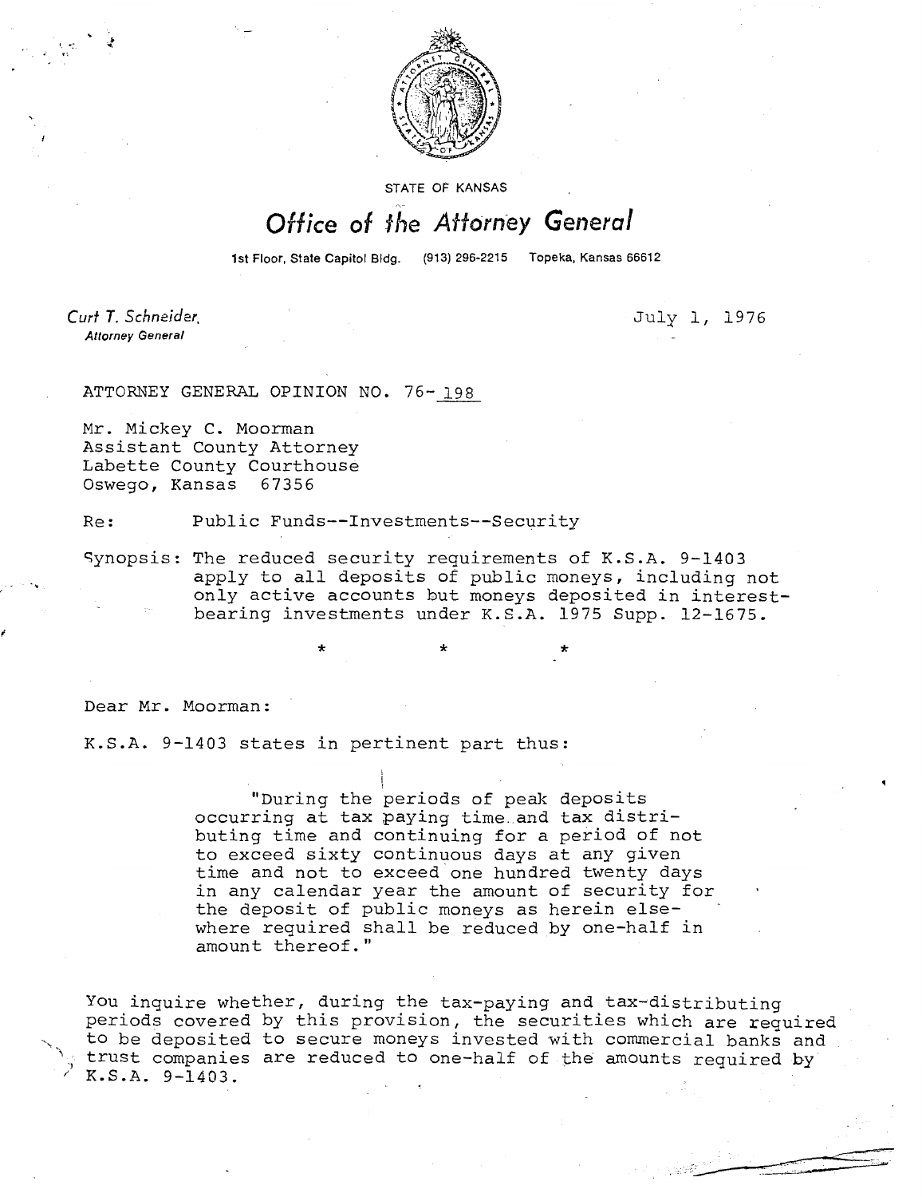STATE OF KANSAS

# Office of the Attorney General

1st Floor, State Capitol Bldg. (913) 296-2215 Topeka, Kansas 66612

*Curt T. Schneider,*
*Attorney General*

July 1, 1976

ATTORNEY GENERAL OPINION NO. 76-198

Mr. Mickey C. Moorman
Assistant County Attorney
Labette County Courthouse
Oswego, Kansas 67356

Re: Public Funds--Investments--Security

Synopsis: The reduced security requirements of K.S.A. 9-1403 apply to all deposits of public moneys, including not only active accounts but moneys deposited in interest-bearing investments under K.S.A. 1975 Supp. 12-1675.

\* \* \*

Dear Mr. Moorman:

K.S.A. 9-1403 states in pertinent part thus:

> "During the periods of peak deposits occurring at tax paying time and tax distributing time and continuing for a period of not to exceed sixty continuous days at any given time and not to exceed one hundred twenty days in any calendar year the amount of security for the deposit of public moneys as herein elsewhere required shall be reduced by one-half in amount thereof."

You inquire whether, during the tax-paying and tax-distributing periods covered by this provision, the securities which are required to be deposited to secure moneys invested with commercial banks and trust companies are reduced to one-half of the amounts required by K.S.A. 9-1403.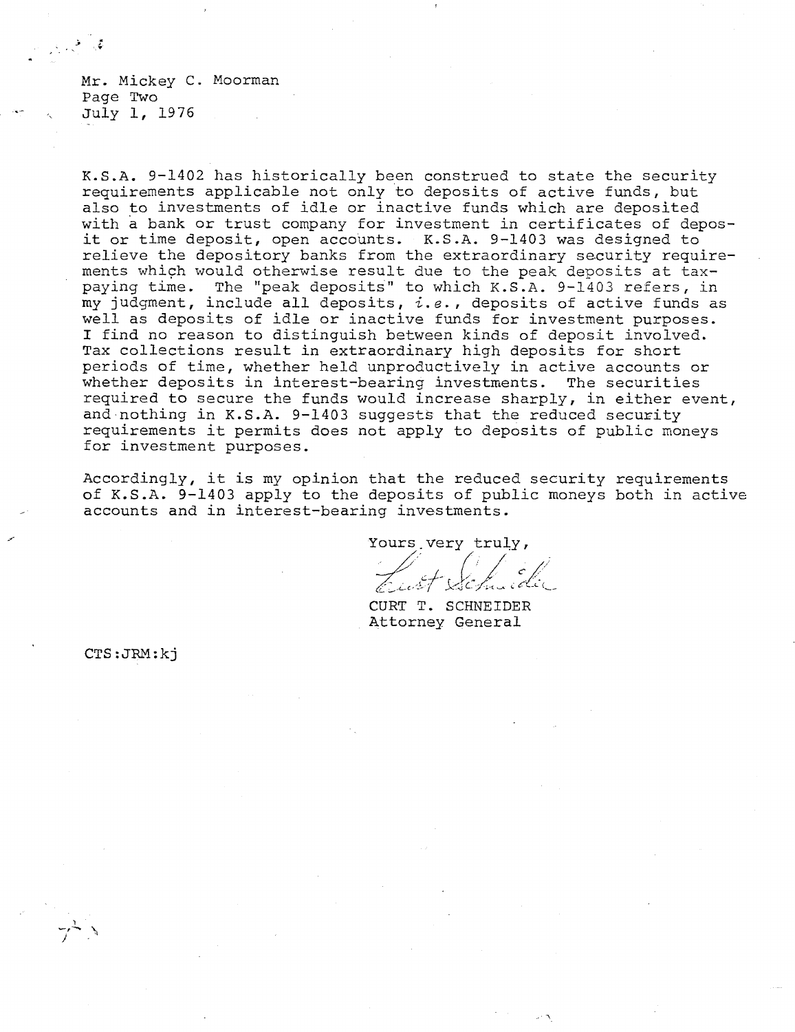Mr. Mickey C. Moorman
Page Two
July 1, 1976

K.S.A. 9-1402 has historically been construed to state the security requirements applicable not only to deposits of active funds, but also to investments of idle or inactive funds which are deposited with a bank or trust company for investment in certificates of deposit or time deposit, open accounts. K.S.A. 9-1403 was designed to relieve the depository banks from the extraordinary security requirements which would otherwise result due to the peak deposits at taxpaying time. The "peak deposits" to which K.S.A. 9-1403 refers, in my judgment, include all deposits, *i.e.*, deposits of active funds as well as deposits of idle or inactive funds for investment purposes. I find no reason to distinguish between kinds of deposit involved. Tax collections result in extraordinary high deposits for short periods of time, whether held unproductively in active accounts or whether deposits in interest-bearing investments. The securities required to secure the funds would increase sharply, in either event, and nothing in K.S.A. 9-1403 suggests that the reduced security requirements it permits does not apply to deposits of public moneys for investment purposes.

Accordingly, it is my opinion that the reduced security requirements of K.S.A. 9-1403 apply to the deposits of public moneys both in active accounts and in interest-bearing investments.

Yours very truly,

CURT T. SCHNEIDER
Attorney General

CTS:JRM:kj